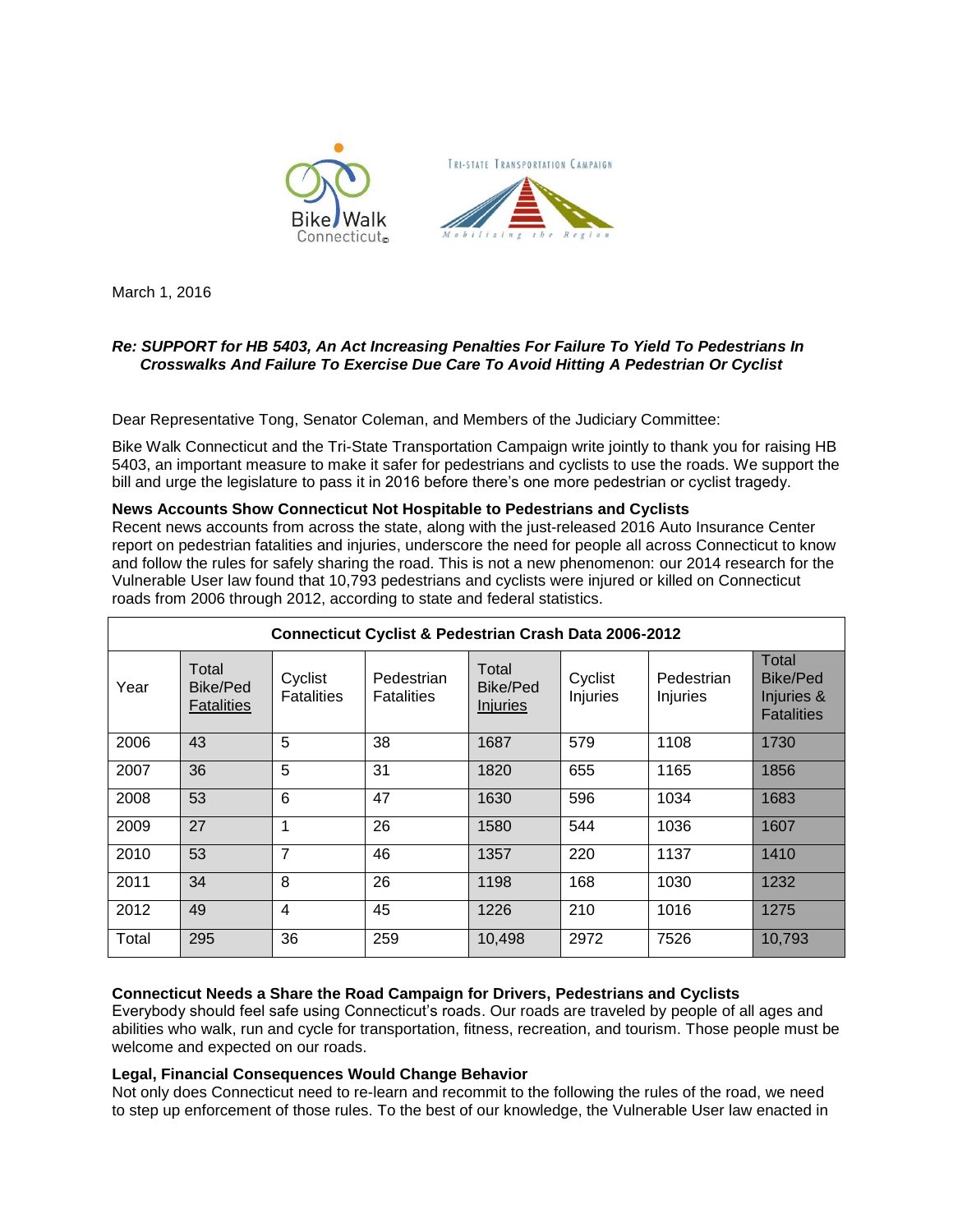Bike Walk Connecticut

TRI-STATE TRANSPORTATION CAMPAIGN
*Mobilizing the Region*

March 1, 2016

***Re: SUPPORT for HB 5403, An Act Increasing Penalties For Failure To Yield To Pedestrians In Crosswalks And Failure To Exercise Due Care To Avoid Hitting A Pedestrian Or Cyclist***

Dear Representative Tong, Senator Coleman, and Members of the Judiciary Committee:

Bike Walk Connecticut and the Tri-State Transportation Campaign write jointly to thank you for raising HB 5403, an important measure to make it safer for pedestrians and cyclists to use the roads. We support the bill and urge the legislature to pass it in 2016 before there's one more pedestrian or cyclist tragedy.

**News Accounts Show Connecticut Not Hospitable to Pedestrians and Cyclists**

Recent news accounts from across the state, along with the just-released 2016 Auto Insurance Center report on pedestrian fatalities and injuries, underscore the need for people all across Connecticut to know and follow the rules for safely sharing the road. This is not a new phenomenon: our 2014 research for the Vulnerable User law found that 10,793 pedestrians and cyclists were injured or killed on Connecticut roads from 2006 through 2012, according to state and federal statistics.

**Connecticut Cyclist & Pedestrian Crash Data 2006-2012**

| Year | Total Bike/Ped Fatalities | Cyclist Fatalities | Pedestrian Fatalities | Total Bike/Ped Injuries | Cyclist Injuries | Pedestrian Injuries | Total Bike/Ped Injuries & Fatalities |
|---|---|---|---|---|---|---|---|
| 2006 | 43 | 5 | 38 | 1687 | 579 | 1108 | 1730 |
| 2007 | 36 | 5 | 31 | 1820 | 655 | 1165 | 1856 |
| 2008 | 53 | 6 | 47 | 1630 | 596 | 1034 | 1683 |
| 2009 | 27 | 1 | 26 | 1580 | 544 | 1036 | 1607 |
| 2010 | 53 | 7 | 46 | 1357 | 220 | 1137 | 1410 |
| 2011 | 34 | 8 | 26 | 1198 | 168 | 1030 | 1232 |
| 2012 | 49 | 4 | 45 | 1226 | 210 | 1016 | 1275 |
| Total | 295 | 36 | 259 | 10,498 | 2972 | 7526 | 10,793 |

**Connecticut Needs a Share the Road Campaign for Drivers, Pedestrians and Cyclists**

Everybody should feel safe using Connecticut's roads. Our roads are traveled by people of all ages and abilities who walk, run and cycle for transportation, fitness, recreation, and tourism. Those people must be welcome and expected on our roads.

**Legal, Financial Consequences Would Change Behavior**

Not only does Connecticut need to re-learn and recommit to the following the rules of the road, we need to step up enforcement of those rules. To the best of our knowledge, the Vulnerable User law enacted in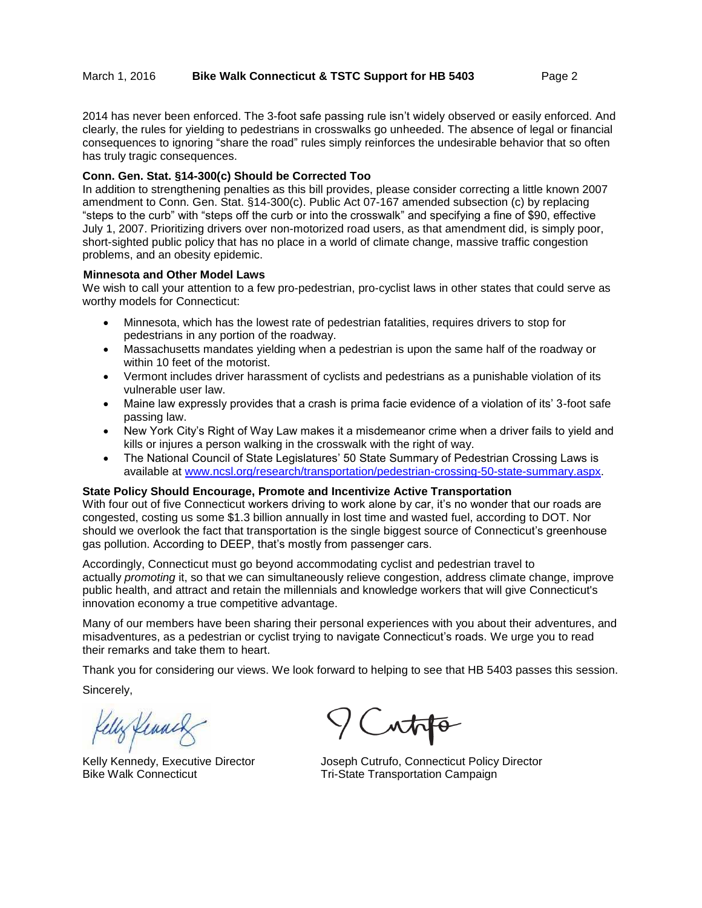2014 has never been enforced. The 3-foot safe passing rule isn't widely observed or easily enforced. And clearly, the rules for yielding to pedestrians in crosswalks go unheeded. The absence of legal or financial consequences to ignoring "share the road" rules simply reinforces the undesirable behavior that so often has truly tragic consequences.

**Conn. Gen. Stat. §14-300(c) Should be Corrected Too**

In addition to strengthening penalties as this bill provides, please consider correcting a little known 2007 amendment to Conn. Gen. Stat. §14-300(c). Public Act 07-167 amended subsection (c) by replacing "steps to the curb" with "steps off the curb or into the crosswalk" and specifying a fine of $90, effective July 1, 2007. Prioritizing drivers over non-motorized road users, as that amendment did, is simply poor, short-sighted public policy that has no place in a world of climate change, massive traffic congestion problems, and an obesity epidemic.

**Minnesota and Other Model Laws**

We wish to call your attention to a few pro-pedestrian, pro-cyclist laws in other states that could serve as worthy models for Connecticut:

- Minnesota, which has the lowest rate of pedestrian fatalities, requires drivers to stop for pedestrians in any portion of the roadway.
- Massachusetts mandates yielding when a pedestrian is upon the same half of the roadway or within 10 feet of the motorist.
- Vermont includes driver harassment of cyclists and pedestrians as a punishable violation of its vulnerable user law.
- Maine law expressly provides that a crash is prima facie evidence of a violation of its' 3-foot safe passing law.
- New York City's Right of Way Law makes it a misdemeanor crime when a driver fails to yield and kills or injures a person walking in the crosswalk with the right of way.
- The National Council of State Legislatures' 50 State Summary of Pedestrian Crossing Laws is available at www.ncsl.org/research/transportation/pedestrian-crossing-50-state-summary.aspx.

**State Policy Should Encourage, Promote and Incentivize Active Transportation**

With four out of five Connecticut workers driving to work alone by car, it's no wonder that our roads are congested, costing us some $1.3 billion annually in lost time and wasted fuel, according to DOT. Nor should we overlook the fact that transportation is the single biggest source of Connecticut's greenhouse gas pollution. According to DEEP, that's mostly from passenger cars.

Accordingly, Connecticut must go beyond accommodating cyclist and pedestrian travel to actually *promoting* it, so that we can simultaneously relieve congestion, address climate change, improve public health, and attract and retain the millennials and knowledge workers that will give Connecticut's innovation economy a true competitive advantage.

Many of our members have been sharing their personal experiences with you about their adventures, and misadventures, as a pedestrian or cyclist trying to navigate Connecticut's roads. We urge you to read their remarks and take them to heart.

Thank you for considering our views. We look forward to helping to see that HB 5403 passes this session.

Sincerely,

Kelly Kennedy, Executive Director
Bike Walk Connecticut

Joseph Cutrufo, Connecticut Policy Director
Tri-State Transportation Campaign